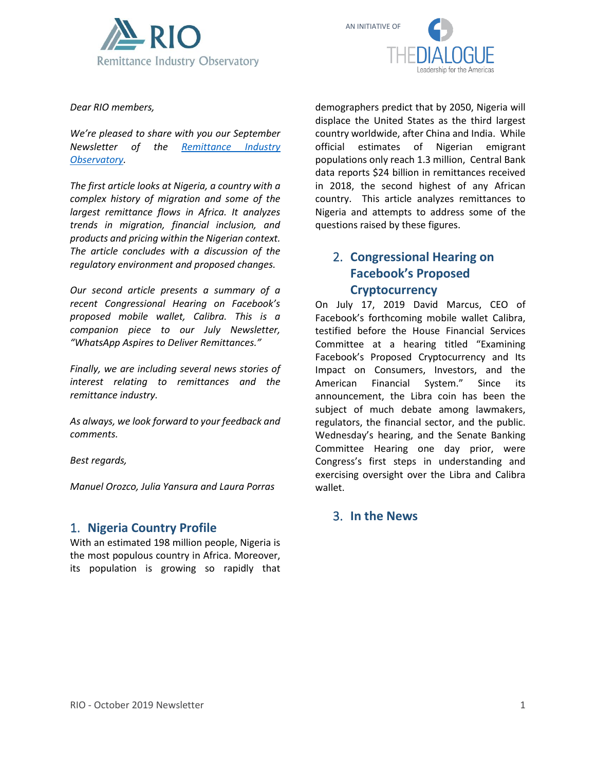RIO Remittance Industry Observatory

AN INITIATIVE OF THE DIALOGUE Leadership for the Americas

*Dear RIO members,*

*We're pleased to share with you our September Newsletter of the [Remittance Industry Observatory](Remittance Industry Observatory).*

*The first article looks at Nigeria, a country with a complex history of migration and some of the largest remittance flows in Africa. It analyzes trends in migration, financial inclusion, and products and pricing within the Nigerian context. The article concludes with a discussion of the regulatory environment and proposed changes.*

*Our second article presents a summary of a recent Congressional Hearing on Facebook's proposed mobile wallet, Calibra. This is a companion piece to our July Newsletter, "WhatsApp Aspires to Deliver Remittances."*

*Finally, we are including several news stories of interest relating to remittances and the remittance industry.*

*As always, we look forward to your feedback and comments.*

*Best regards,*

*Manuel Orozco, Julia Yansura and Laura Porras*

## 1. Nigeria Country Profile

With an estimated 198 million people, Nigeria is the most populous country in Africa. Moreover, its population is growing so rapidly that demographers predict that by 2050, Nigeria will displace the United States as the third largest country worldwide, after China and India. While official estimates of Nigerian emigrant populations only reach 1.3 million, Central Bank data reports $24 billion in remittances received in 2018, the second highest of any African country. This article analyzes remittances to Nigeria and attempts to address some of the questions raised by these figures.

## 2. Congressional Hearing on Facebook's Proposed Cryptocurrency

On July 17, 2019 David Marcus, CEO of Facebook's forthcoming mobile wallet Calibra, testified before the House Financial Services Committee at a hearing titled "Examining Facebook's Proposed Cryptocurrency and Its Impact on Consumers, Investors, and the American Financial System." Since its announcement, the Libra coin has been the subject of much debate among lawmakers, regulators, the financial sector, and the public. Wednesday's hearing, and the Senate Banking Committee Hearing one day prior, were Congress's first steps in understanding and exercising oversight over the Libra and Calibra wallet.

## 3. In the News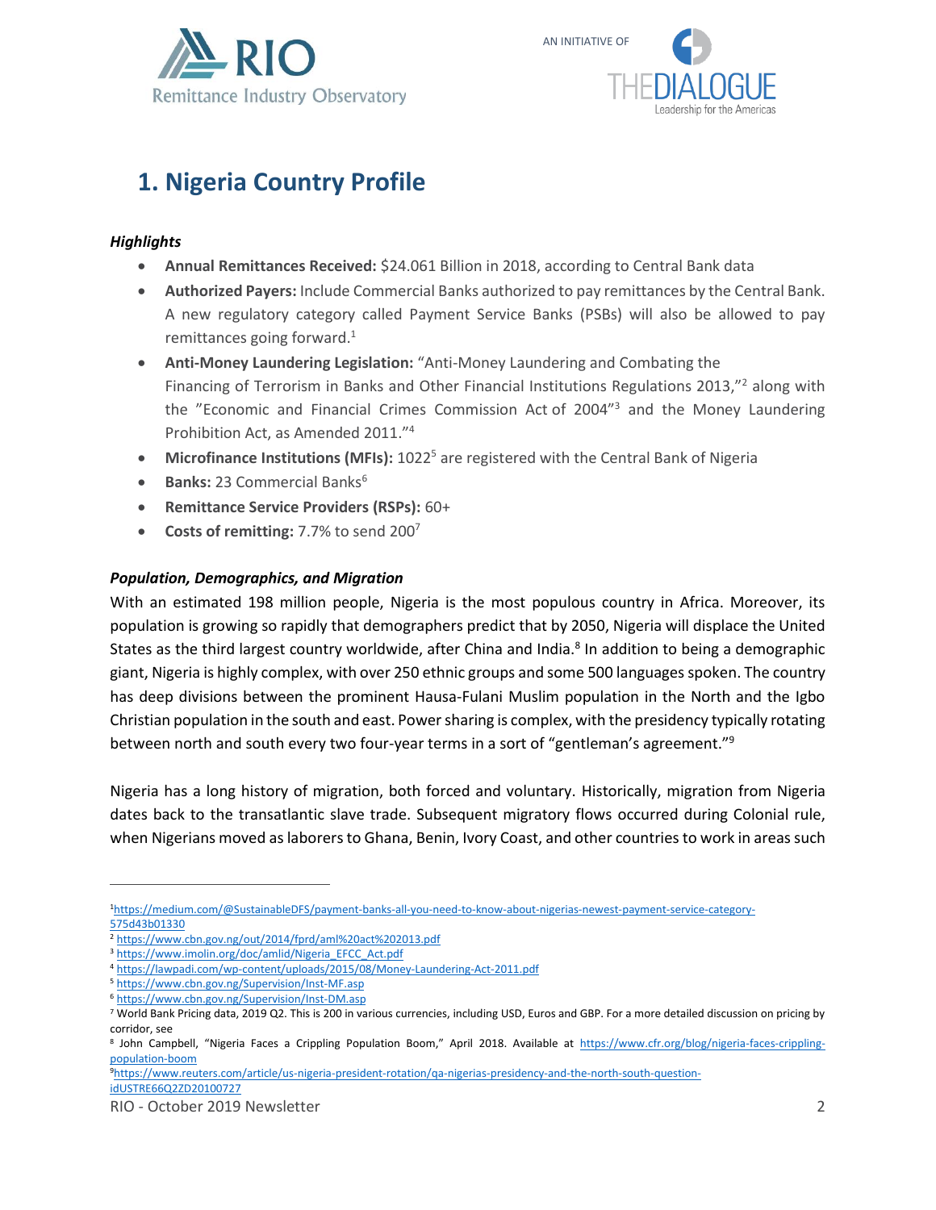# 1. Nigeria Country Profile

***Highlights***

- **Annual Remittances Received:** $24.061 Billion in 2018, according to Central Bank data
- **Authorized Payers:** Include Commercial Banks authorized to pay remittances by the Central Bank. A new regulatory category called Payment Service Banks (PSBs) will also be allowed to pay remittances going forward.[1]
- **Anti-Money Laundering Legislation:** "Anti-Money Laundering and Combating the Financing of Terrorism in Banks and Other Financial Institutions Regulations 2013,"[2] along with the "Economic and Financial Crimes Commission Act of 2004"[3] and the Money Laundering Prohibition Act, as Amended 2011."[4]
- **Microfinance Institutions (MFIs):** 1022[5] are registered with the Central Bank of Nigeria
- **Banks:** 23 Commercial Banks[6]
- **Remittance Service Providers (RSPs):** 60+
- **Costs of remitting:** 7.7% to send 200[7]

***Population, Demographics, and Migration***

With an estimated 198 million people, Nigeria is the most populous country in Africa. Moreover, its population is growing so rapidly that demographers predict that by 2050, Nigeria will displace the United States as the third largest country worldwide, after China and India.[8] In addition to being a demographic giant, Nigeria is highly complex, with over 250 ethnic groups and some 500 languages spoken. The country has deep divisions between the prominent Hausa-Fulani Muslim population in the North and the Igbo Christian population in the south and east. Power sharing is complex, with the presidency typically rotating between north and south every two four-year terms in a sort of "gentleman's agreement."[9]

Nigeria has a long history of migration, both forced and voluntary. Historically, migration from Nigeria dates back to the transatlantic slave trade. Subsequent migratory flows occurred during Colonial rule, when Nigerians moved as laborers to Ghana, Benin, Ivory Coast, and other countries to work in areas such

---

[1] https://medium.com/@SustainableDFS/payment-banks-all-you-need-to-know-about-nigerias-newest-payment-service-category-575d43b01330

[2] https://www.cbn.gov.ng/out/2014/fprd/aml%20act%202013.pdf

[3] https://www.imolin.org/doc/amlid/Nigeria_EFCC_Act.pdf

[4] https://lawpadi.com/wp-content/uploads/2015/08/Money-Laundering-Act-2011.pdf

[5] https://www.cbn.gov.ng/Supervision/Inst-MF.asp

[6] https://www.cbn.gov.ng/Supervision/Inst-DM.asp

[7] World Bank Pricing data, 2019 Q2. This is 200 in various currencies, including USD, Euros and GBP. For a more detailed discussion on pricing by corridor, see

[8] John Campbell, "Nigeria Faces a Crippling Population Boom," April 2018. Available at https://www.cfr.org/blog/nigeria-faces-crippling-population-boom

[9] https://www.reuters.com/article/us-nigeria-president-rotation/qa-nigerias-presidency-and-the-north-south-question-idUSTRE66Q2ZD20100727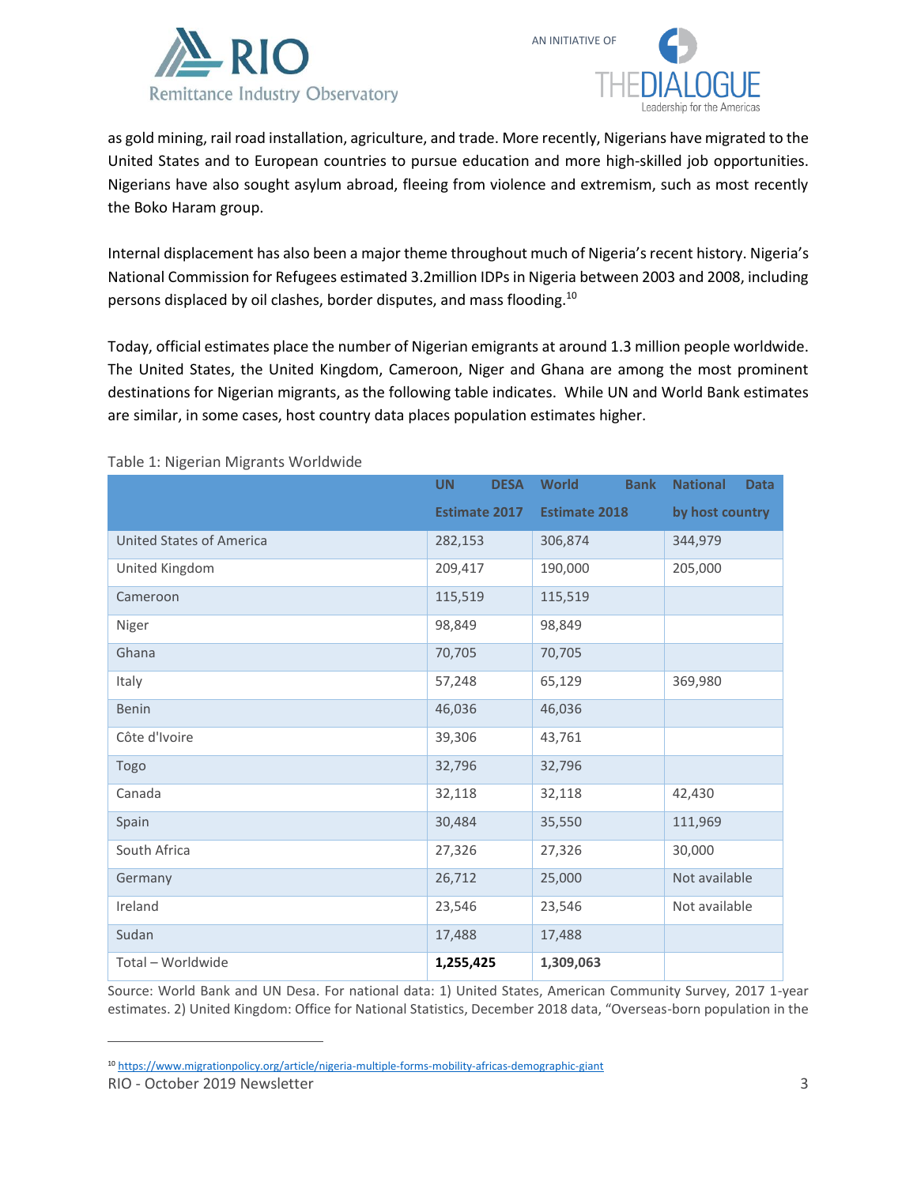as gold mining, rail road installation, agriculture, and trade. More recently, Nigerians have migrated to the United States and to European countries to pursue education and more high-skilled job opportunities. Nigerians have also sought asylum abroad, fleeing from violence and extremism, such as most recently the Boko Haram group.

Internal displacement has also been a major theme throughout much of Nigeria's recent history. Nigeria's National Commission for Refugees estimated 3.2million IDPs in Nigeria between 2003 and 2008, including persons displaced by oil clashes, border disputes, and mass flooding.[10]

Today, official estimates place the number of Nigerian emigrants at around 1.3 million people worldwide. The United States, the United Kingdom, Cameroon, Niger and Ghana are among the most prominent destinations for Nigerian migrants, as the following table indicates. While UN and World Bank estimates are similar, in some cases, host country data places population estimates higher.

Table 1: Nigerian Migrants Worldwide

| | UN DESA Estimate 2017 | World Bank Estimate 2018 | National Data by host country |
|---|---|---|---|
| United States of America | 282,153 | 306,874 | 344,979 |
| United Kingdom | 209,417 | 190,000 | 205,000 |
| Cameroon | 115,519 | 115,519 | |
| Niger | 98,849 | 98,849 | |
| Ghana | 70,705 | 70,705 | |
| Italy | 57,248 | 65,129 | 369,980 |
| Benin | 46,036 | 46,036 | |
| Côte d'Ivoire | 39,306 | 43,761 | |
| Togo | 32,796 | 32,796 | |
| Canada | 32,118 | 32,118 | 42,430 |
| Spain | 30,484 | 35,550 | 111,969 |
| South Africa | 27,326 | 27,326 | 30,000 |
| Germany | 26,712 | 25,000 | Not available |
| Ireland | 23,546 | 23,546 | Not available |
| Sudan | 17,488 | 17,488 | |
| Total – Worldwide | **1,255,425** | **1,309,063** | |

Source: World Bank and UN Desa. For national data: 1) United States, American Community Survey, 2017 1-year estimates. 2) United Kingdom: Office for National Statistics, December 2018 data, "Overseas-born population in the

[10] https://www.migrationpolicy.org/article/nigeria-multiple-forms-mobility-africas-demographic-giant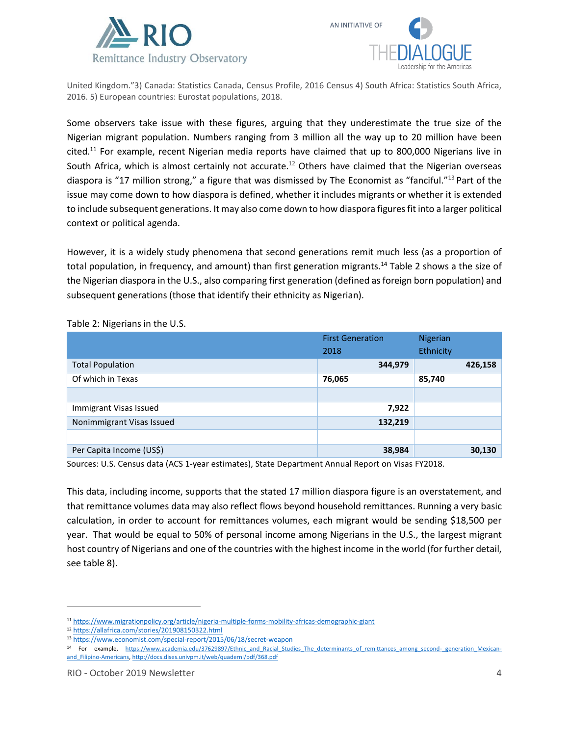United Kingdom."3) Canada: Statistics Canada, Census Profile, 2016 Census 4) South Africa: Statistics South Africa, 2016. 5) European countries: Eurostat populations, 2018.

Some observers take issue with these figures, arguing that they underestimate the true size of the Nigerian migrant population. Numbers ranging from 3 million all the way up to 20 million have been cited.[11] For example, recent Nigerian media reports have claimed that up to 800,000 Nigerians live in South Africa, which is almost certainly not accurate.[12] Others have claimed that the Nigerian overseas diaspora is "17 million strong," a figure that was dismissed by The Economist as "fanciful."[13] Part of the issue may come down to how diaspora is defined, whether it includes migrants or whether it is extended to include subsequent generations. It may also come down to how diaspora figures fit into a larger political context or political agenda.

However, it is a widely study phenomena that second generations remit much less (as a proportion of total population, in frequency, and amount) than first generation migrants.[14] Table 2 shows a the size of the Nigerian diaspora in the U.S., also comparing first generation (defined as foreign born population) and subsequent generations (those that identify their ethnicity as Nigerian).

Table 2: Nigerians in the U.S.

| | First Generation 2018 | Nigerian Ethnicity |
|---|---|---|
| Total Population | **344,979** | **426,158** |
| Of which in Texas | **76,065** | **85,740** |
| | | |
| Immigrant Visas Issued | **7,922** | |
| Nonimmigrant Visas Issued | **132,219** | |
| | | |
| Per Capita Income (US$) | **38,984** | **30,130** |

Sources: U.S. Census data (ACS 1-year estimates), State Department Annual Report on Visas FY2018.

This data, including income, supports that the stated 17 million diaspora figure is an overstatement, and that remittance volumes data may also reflect flows beyond household remittances. Running a very basic calculation, in order to account for remittances volumes, each migrant would be sending $18,500 per year. That would be equal to 50% of personal income among Nigerians in the U.S., the largest migrant host country of Nigerians and one of the countries with the highest income in the world (for further detail, see table 8).

---

[11] https://www.migrationpolicy.org/article/nigeria-multiple-forms-mobility-africas-demographic-giant

[12] https://allafrica.com/stories/201908150322.html

[13] https://www.economist.com/special-report/2015/06/18/secret-weapon

[14] For example, https://www.academia.edu/37629897/Ethnic_and_Racial_Studies_The_determinants_of_remittances_among_second-_generation_Mexican-and_Filipino-Americans, http://docs.dises.univpm.it/web/quaderni/pdf/368.pdf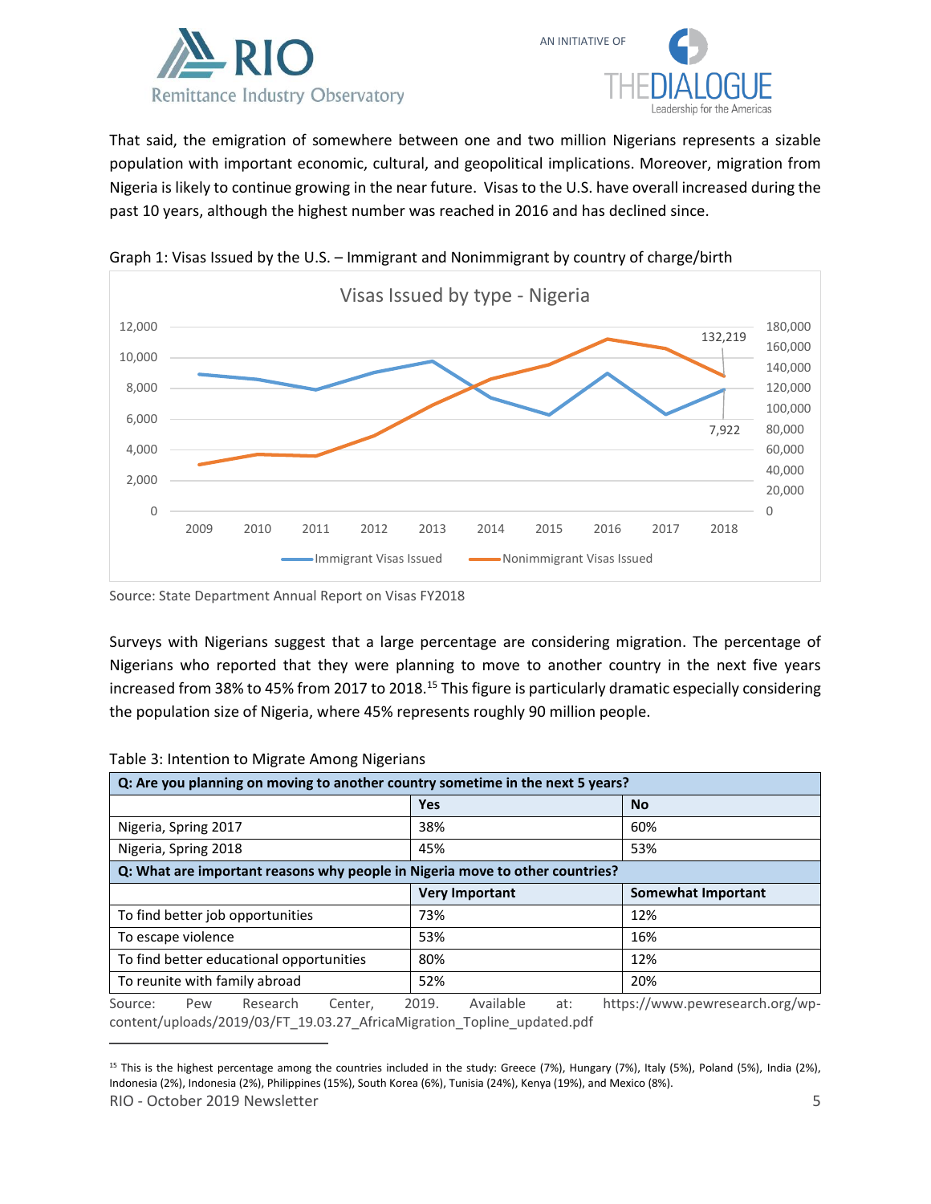That said, the emigration of somewhere between one and two million Nigerians represents a sizable population with important economic, cultural, and geopolitical implications. Moreover, migration from Nigeria is likely to continue growing in the near future. Visas to the U.S. have overall increased during the past 10 years, although the highest number was reached in 2016 and has declined since.

Graph 1: Visas Issued by the U.S. – Immigrant and Nonimmigrant by country of charge/birth

Source: State Department Annual Report on Visas FY2018

Surveys with Nigerians suggest that a large percentage are considering migration. The percentage of Nigerians who reported that they were planning to move to another country in the next five years increased from 38% to 45% from 2017 to 2018.[15] This figure is particularly dramatic especially considering the population size of Nigeria, where 45% represents roughly 90 million people.

Table 3: Intention to Migrate Among Nigerians

| **Q: Are you planning on moving to another country sometime in the next 5 years?** | | |
|---|---|---|
| | **Yes** | **No** |
| Nigeria, Spring 2017 | 38% | 60% |
| Nigeria, Spring 2018 | 45% | 53% |
| **Q: What are important reasons why people in Nigeria move to other countries?** | | |
| | **Very Important** | **Somewhat Important** |
| To find better job opportunities | 73% | 12% |
| To escape violence | 53% | 16% |
| To find better educational opportunities | 80% | 12% |
| To reunite with family abroad | 52% | 20% |

Source: Pew Research Center, 2019. Available at: https://www.pewresearch.org/wp-content/uploads/2019/03/FT_19.03.27_AfricaMigration_Topline_updated.pdf

[15] This is the highest percentage among the countries included in the study: Greece (7%), Hungary (7%), Italy (5%), Poland (5%), India (2%), Indonesia (2%), Indonesia (2%), Philippines (15%), South Korea (6%), Tunisia (24%), Kenya (19%), and Mexico (8%).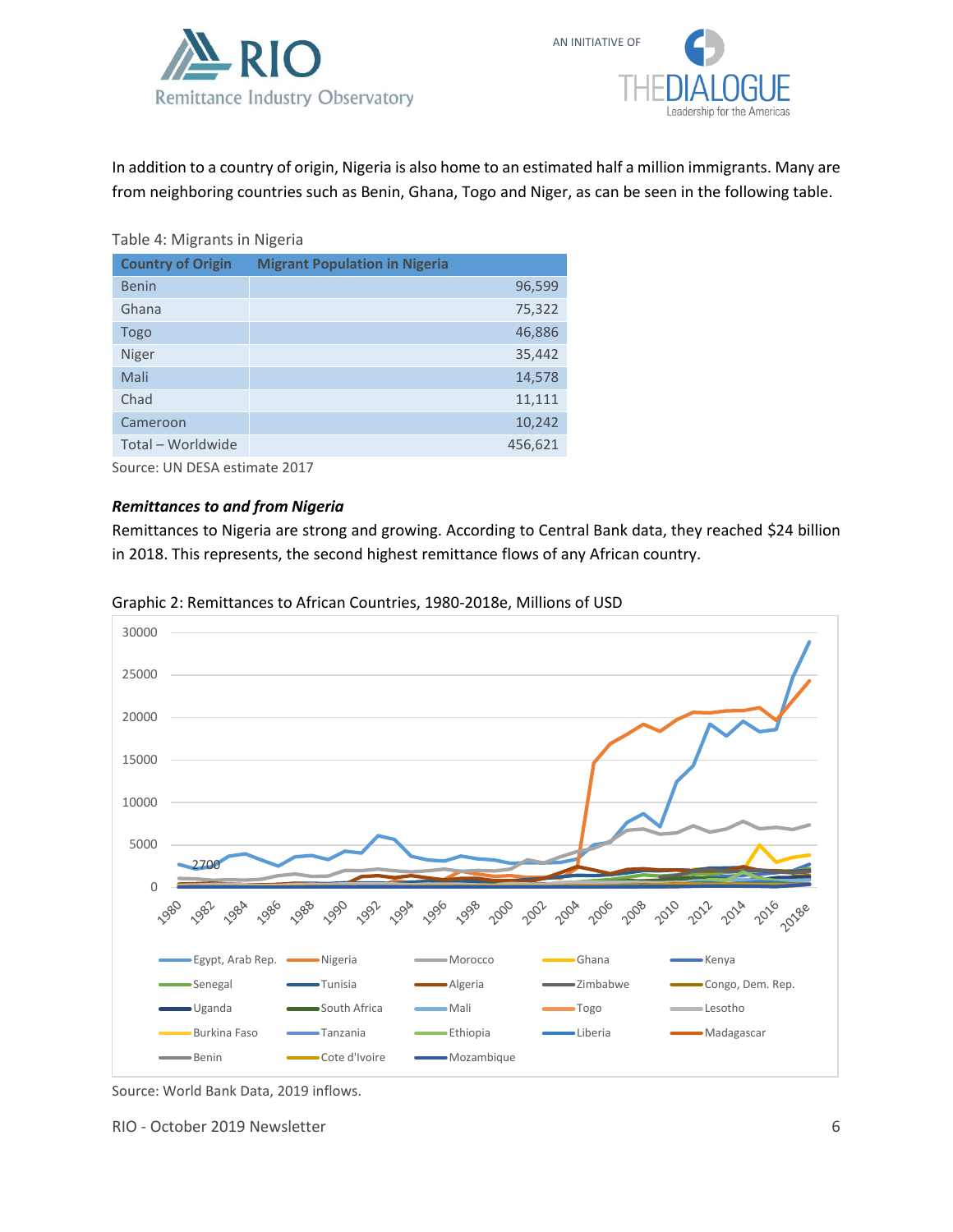In addition to a country of origin, Nigeria is also home to an estimated half a million immigrants. Many are from neighboring countries such as Benin, Ghana, Togo and Niger, as can be seen in the following table.

Table 4: Migrants in Nigeria

| Country of Origin | Migrant Population in Nigeria |
|---|---|
| Benin | 96,599 |
| Ghana | 75,322 |
| Togo | 46,886 |
| Niger | 35,442 |
| Mali | 14,578 |
| Chad | 11,111 |
| Cameroon | 10,242 |
| Total – Worldwide | 456,621 |

Source: UN DESA estimate 2017

***Remittances to and from Nigeria***

Remittances to Nigeria are strong and growing. According to Central Bank data, they reached $24 billion in 2018. This represents, the second highest remittance flows of any African country.

Graphic 2: Remittances to African Countries, 1980-2018e, Millions of USD

Source: World Bank Data, 2019 inflows.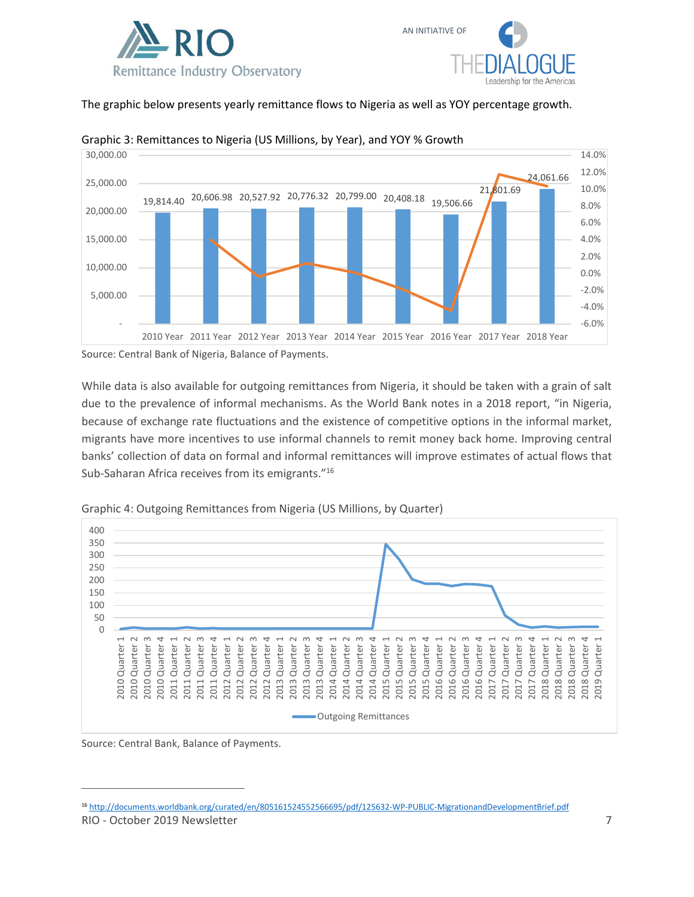The graphic below presents yearly remittance flows to Nigeria as well as YOY percentage growth.

Graphic 3: Remittances to Nigeria (US Millions, by Year), and YOY % Growth

| Year | Remittances (US Millions) |
|---|---|
| 2010 Year | 19,814.40 |
| 2011 Year | 20,606.98 |
| 2012 Year | 20,527.92 |
| 2013 Year | 20,776.32 |
| 2014 Year | 20,799.00 |
| 2015 Year | 20,408.18 |
| 2016 Year | 19,506.66 |
| 2017 Year | 21,801.69 |
| 2018 Year | 24,061.66 |

Source: Central Bank of Nigeria, Balance of Payments.

While data is also available for outgoing remittances from Nigeria, it should be taken with a grain of salt due to the prevalence of informal mechanisms. As the World Bank notes in a 2018 report, "in Nigeria, because of exchange rate fluctuations and the existence of competitive options in the informal market, migrants have more incentives to use informal channels to remit money back home. Improving central banks' collection of data on formal and informal remittances will improve estimates of actual flows that Sub-Saharan Africa receives from its emigrants."[16]

Graphic 4: Outgoing Remittances from Nigeria (US Millions, by Quarter)

Source: Central Bank, Balance of Payments.

[16] http://documents.worldbank.org/curated/en/805161524552566695/pdf/125632-WP-PUBLIC-MigrationandDevelopmentBrief.pdf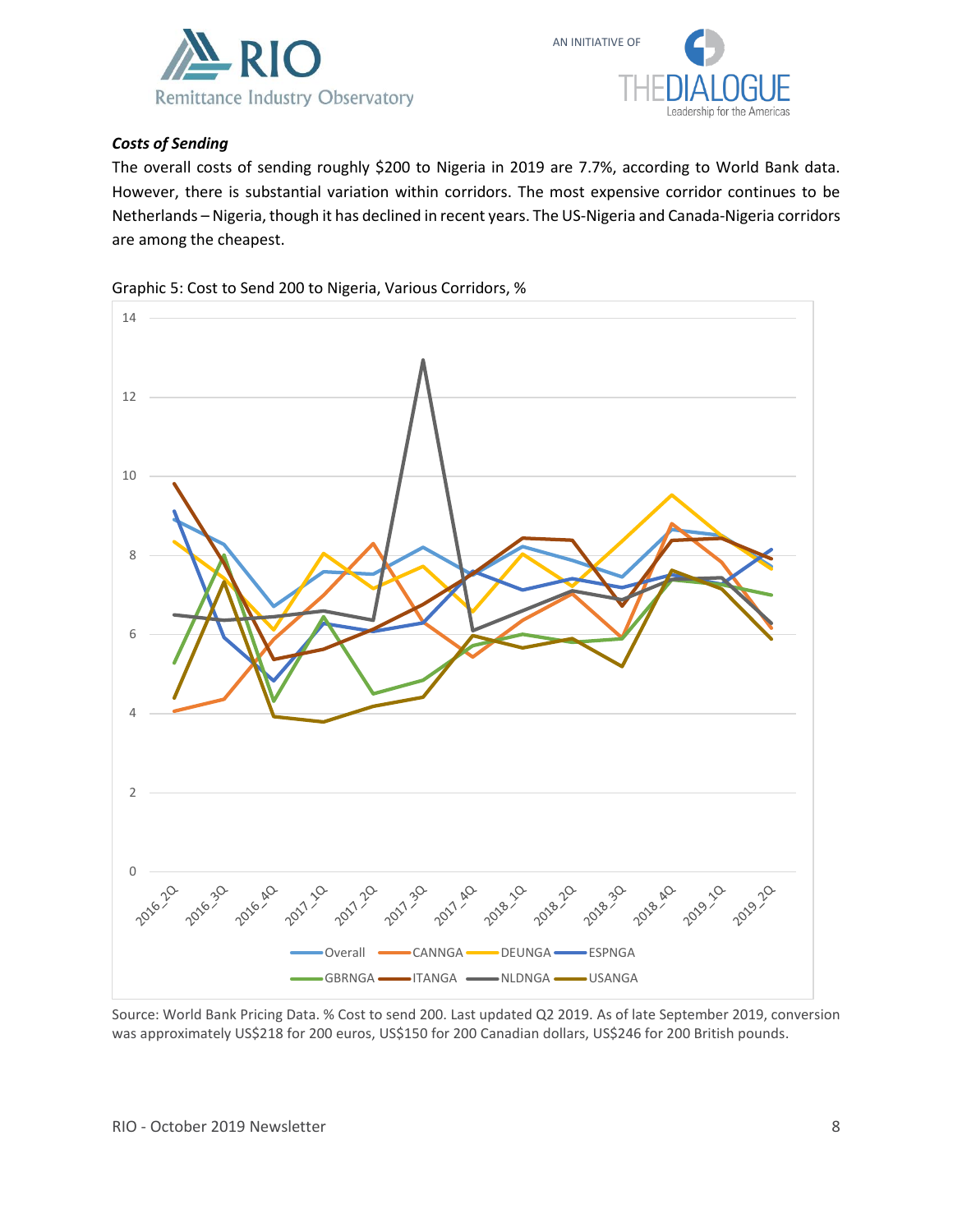### *Costs of Sending*

The overall costs of sending roughly $200 to Nigeria in 2019 are 7.7%, according to World Bank data. However, there is substantial variation within corridors. The most expensive corridor continues to be Netherlands – Nigeria, though it has declined in recent years. The US-Nigeria and Canada-Nigeria corridors are among the cheapest.

Graphic 5: Cost to Send 200 to Nigeria, Various Corridors, %

Source: World Bank Pricing Data. % Cost to send 200. Last updated Q2 2019. As of late September 2019, conversion was approximately US$218 for 200 euros, US$150 for 200 Canadian dollars, US$246 for 200 British pounds.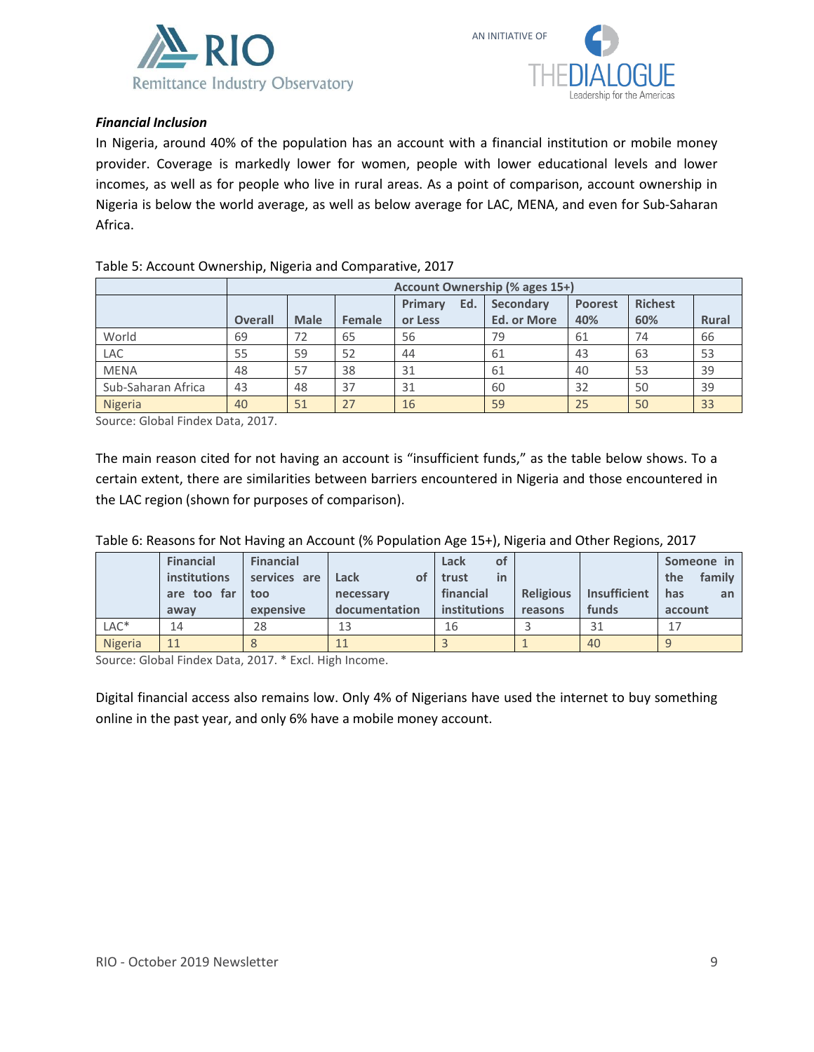***Financial Inclusion***

In Nigeria, around 40% of the population has an account with a financial institution or mobile money provider. Coverage is markedly lower for women, people with lower educational levels and lower incomes, as well as for people who live in rural areas. As a point of comparison, account ownership in Nigeria is below the world average, as well as below average for LAC, MENA, and even for Sub-Saharan Africa.

Table 5: Account Ownership, Nigeria and Comparative, 2017

| | Account Ownership (% ages 15+) | | | | | | | |
|---|---|---|---|---|---|---|---|---|
| | **Overall** | **Male** | **Female** | **Primary Ed. or Less** | **Secondary Ed. or More** | **Poorest 40%** | **Richest 60%** | **Rural** |
| World | 69 | 72 | 65 | 56 | 79 | 61 | 74 | 66 |
| LAC | 55 | 59 | 52 | 44 | 61 | 43 | 63 | 53 |
| MENA | 48 | 57 | 38 | 31 | 61 | 40 | 53 | 39 |
| Sub-Saharan Africa | 43 | 48 | 37 | 31 | 60 | 32 | 50 | 39 |
| Nigeria | 40 | 51 | 27 | 16 | 59 | 25 | 50 | 33 |

Source: Global Findex Data, 2017.

The main reason cited for not having an account is "insufficient funds," as the table below shows. To a certain extent, there are similarities between barriers encountered in Nigeria and those encountered in the LAC region (shown for purposes of comparison).

Table 6: Reasons for Not Having an Account (% Population Age 15+), Nigeria and Other Regions, 2017

| | **Financial institutions are too far away** | **Financial services are too expensive** | **Lack of necessary documentation** | **Lack of trust in financial institutions** | **Religious reasons** | **Insufficient funds** | **Someone in the family has an account** |
|---|---|---|---|---|---|---|---|
| LAC* | 14 | 28 | 13 | 16 | 3 | 31 | 17 |
| Nigeria | 11 | 8 | 11 | 3 | 1 | 40 | 9 |

Source: Global Findex Data, 2017. * Excl. High Income.

Digital financial access also remains low. Only 4% of Nigerians have used the internet to buy something online in the past year, and only 6% have a mobile money account.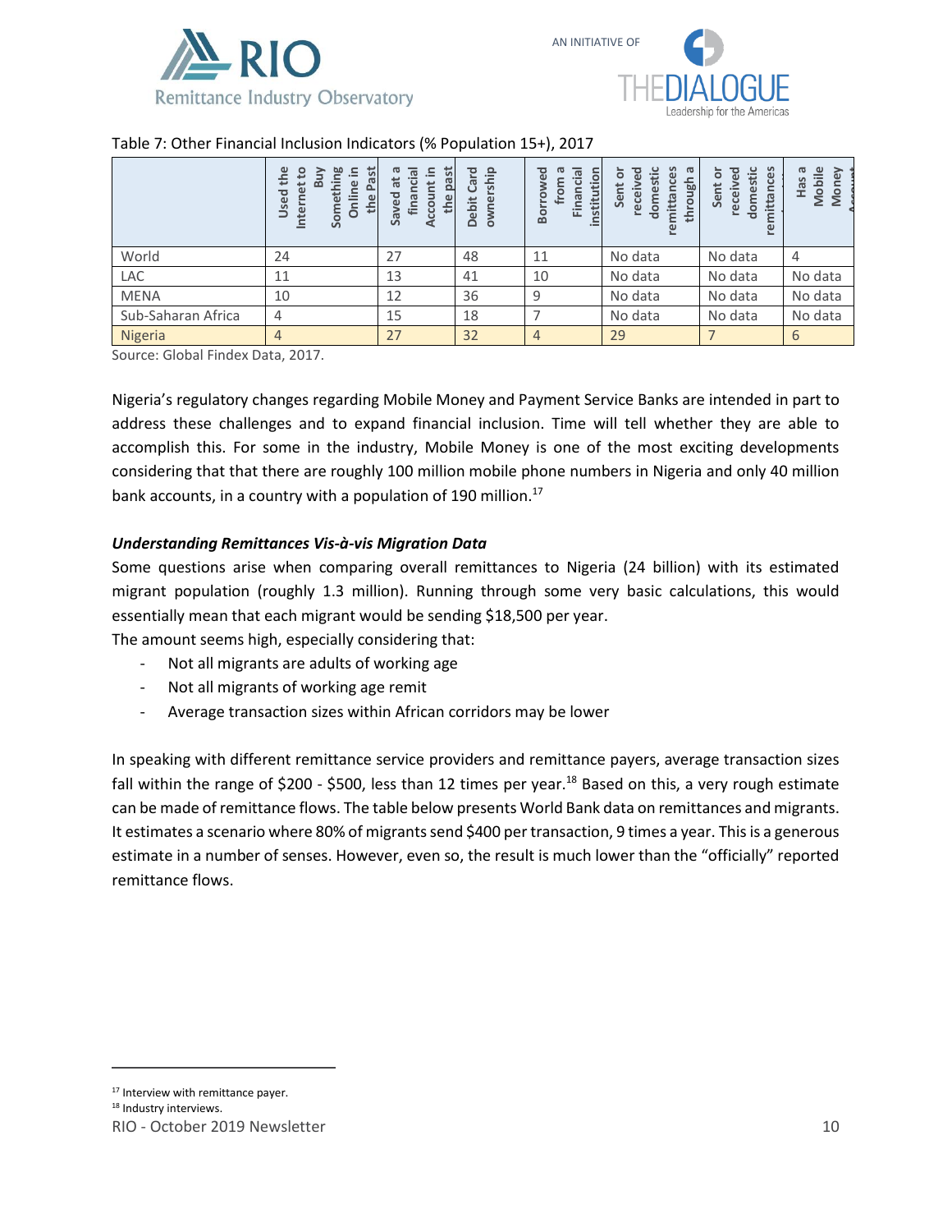Table 7: Other Financial Inclusion Indicators (% Population 15+), 2017

| | Used the Internet to Buy Something Online in the Past | Saved at a financial Account in the past | Debit Card ownership | Borrowed from a Financial institution | Sent or received domestic remittances through a | Sent or received domestic remittances | Has a Mobile Money Account |
|---|---|---|---|---|---|---|---|
| World | 24 | 27 | 48 | 11 | No data | No data | 4 |
| LAC | 11 | 13 | 41 | 10 | No data | No data | No data |
| MENA | 10 | 12 | 36 | 9 | No data | No data | No data |
| Sub-Saharan Africa | 4 | 15 | 18 | 7 | No data | No data | No data |
| Nigeria | 4 | 27 | 32 | 4 | 29 | 7 | 6 |

Source: Global Findex Data, 2017.

Nigeria's regulatory changes regarding Mobile Money and Payment Service Banks are intended in part to address these challenges and to expand financial inclusion. Time will tell whether they are able to accomplish this. For some in the industry, Mobile Money is one of the most exciting developments considering that that there are roughly 100 million mobile phone numbers in Nigeria and only 40 million bank accounts, in a country with a population of 190 million.[17]

***Understanding Remittances Vis-à-vis Migration Data***

Some questions arise when comparing overall remittances to Nigeria (24 billion) with its estimated migrant population (roughly 1.3 million). Running through some very basic calculations, this would essentially mean that each migrant would be sending $18,500 per year.

The amount seems high, especially considering that:

- Not all migrants are adults of working age
- Not all migrants of working age remit
- Average transaction sizes within African corridors may be lower

In speaking with different remittance service providers and remittance payers, average transaction sizes fall within the range of $200 - $500, less than 12 times per year.[18] Based on this, a very rough estimate can be made of remittance flows. The table below presents World Bank data on remittances and migrants. It estimates a scenario where 80% of migrants send $400 per transaction, 9 times a year. This is a generous estimate in a number of senses. However, even so, the result is much lower than the "officially" reported remittance flows.

[17] Interview with remittance payer.

[18] Industry interviews.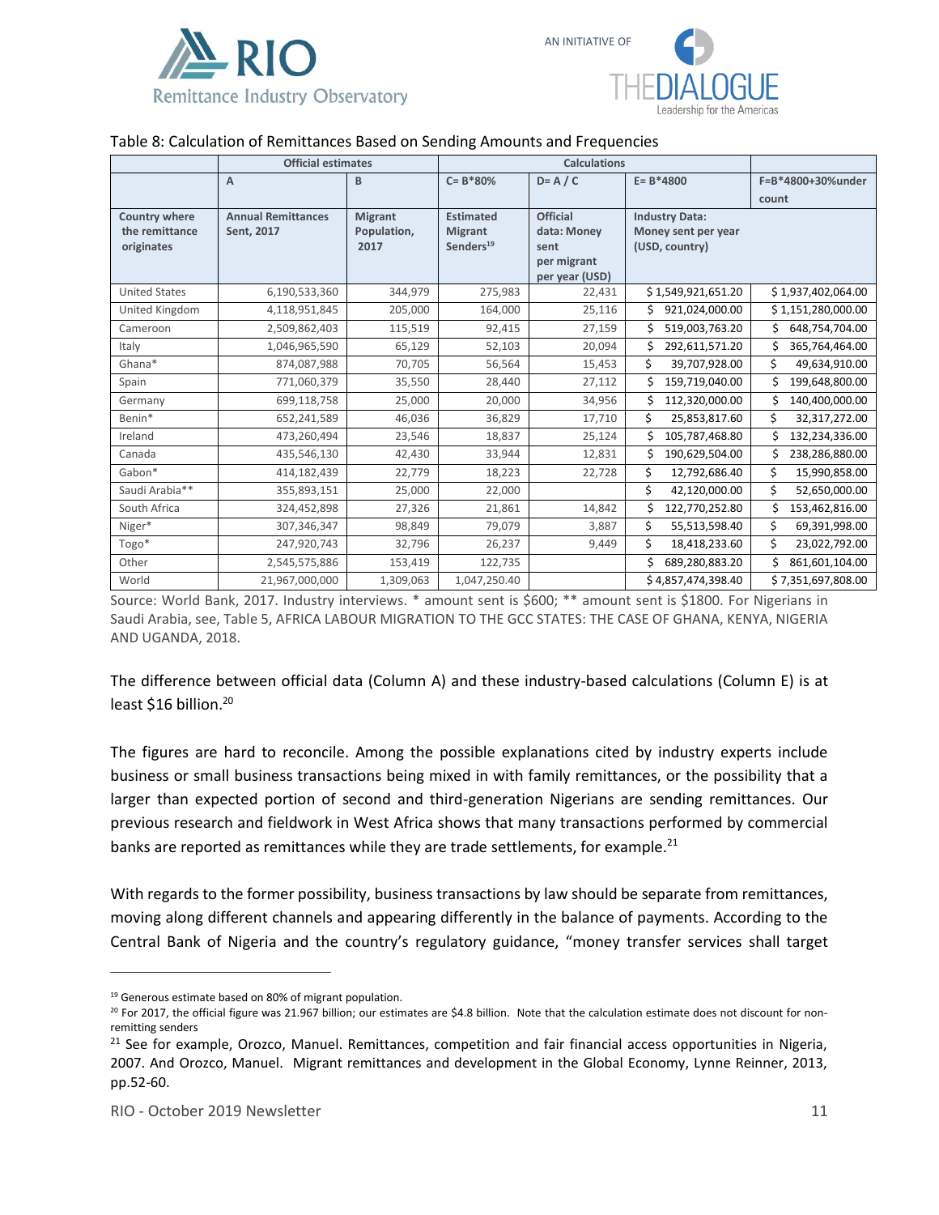Table 8: Calculation of Remittances Based on Sending Amounts and Frequencies

| | Official estimates | | Calculations | | | |
|---|---|---|---|---|---|---|
| | A | B | C= B*80% | D= A / C | E= B*4800 | F=B*4800+30%under count |
| Country where the remittance originates | Annual Remittances Sent, 2017 | Migrant Population, 2017 | Estimated Migrant Senders[19] | Official data: Money sent per migrant per year (USD) | Industry Data: Money sent per year (USD, country) | |
| United States | 6,190,533,360 | 344,979 | 275,983 | 22,431 | $ 1,549,921,651.20 | $ 1,937,402,064.00 |
| United Kingdom | 4,118,951,845 | 205,000 | 164,000 | 25,116 | $ 921,024,000.00 | $ 1,151,280,000.00 |
| Cameroon | 2,509,862,403 | 115,519 | 92,415 | 27,159 | $ 519,003,763.20 | $ 648,754,704.00 |
| Italy | 1,046,965,590 | 65,129 | 52,103 | 20,094 | $ 292,611,571.20 | $ 365,764,464.00 |
| Ghana* | 874,087,988 | 70,705 | 56,564 | 15,453 | $ 39,707,928.00 | $ 49,634,910.00 |
| Spain | 771,060,379 | 35,550 | 28,440 | 27,112 | $ 159,719,040.00 | $ 199,648,800.00 |
| Germany | 699,118,758 | 25,000 | 20,000 | 34,956 | $ 112,320,000.00 | $ 140,400,000.00 |
| Benin* | 652,241,589 | 46,036 | 36,829 | 17,710 | $ 25,853,817.60 | $ 32,317,272.00 |
| Ireland | 473,260,494 | 23,546 | 18,837 | 25,124 | $ 105,787,468.80 | $ 132,234,336.00 |
| Canada | 435,546,130 | 42,430 | 33,944 | 12,831 | $ 190,629,504.00 | $ 238,286,880.00 |
| Gabon* | 414,182,439 | 22,779 | 18,223 | 22,728 | $ 12,792,686.40 | $ 15,990,858.00 |
| Saudi Arabia** | 355,893,151 | 25,000 | 22,000 | | $ 42,120,000.00 | $ 52,650,000.00 |
| South Africa | 324,452,898 | 27,326 | 21,861 | 14,842 | $ 122,770,252.80 | $ 153,462,816.00 |
| Niger* | 307,346,347 | 98,849 | 79,079 | 3,887 | $ 55,513,598.40 | $ 69,391,998.00 |
| Togo* | 247,920,743 | 32,796 | 26,237 | 9,449 | $ 18,418,233.60 | $ 23,022,792.00 |
| Other | 2,545,575,886 | 153,419 | 122,735 | | $ 689,280,883.20 | $ 861,601,104.00 |
| World | 21,967,000,000 | 1,309,063 | 1,047,250.40 | | $ 4,857,474,398.40 | $ 7,351,697,808.00 |

Source: World Bank, 2017. Industry interviews. * amount sent is $600; ** amount sent is $1800. For Nigerians in Saudi Arabia, see, Table 5, AFRICA LABOUR MIGRATION TO THE GCC STATES: THE CASE OF GHANA, KENYA, NIGERIA AND UGANDA, 2018.

The difference between official data (Column A) and these industry-based calculations (Column E) is at least $16 billion.[20]

The figures are hard to reconcile. Among the possible explanations cited by industry experts include business or small business transactions being mixed in with family remittances, or the possibility that a larger than expected portion of second and third-generation Nigerians are sending remittances. Our previous research and fieldwork in West Africa shows that many transactions performed by commercial banks are reported as remittances while they are trade settlements, for example.[21]

With regards to the former possibility, business transactions by law should be separate from remittances, moving along different channels and appearing differently in the balance of payments. According to the Central Bank of Nigeria and the country's regulatory guidance, "money transfer services shall target

---

[19] Generous estimate based on 80% of migrant population.

[20] For 2017, the official figure was 21.967 billion; our estimates are $4.8 billion. Note that the calculation estimate does not discount for non-remitting senders

[21] See for example, Orozco, Manuel. Remittances, competition and fair financial access opportunities in Nigeria, 2007. And Orozco, Manuel. Migrant remittances and development in the Global Economy, Lynne Reinner, 2013, pp.52-60.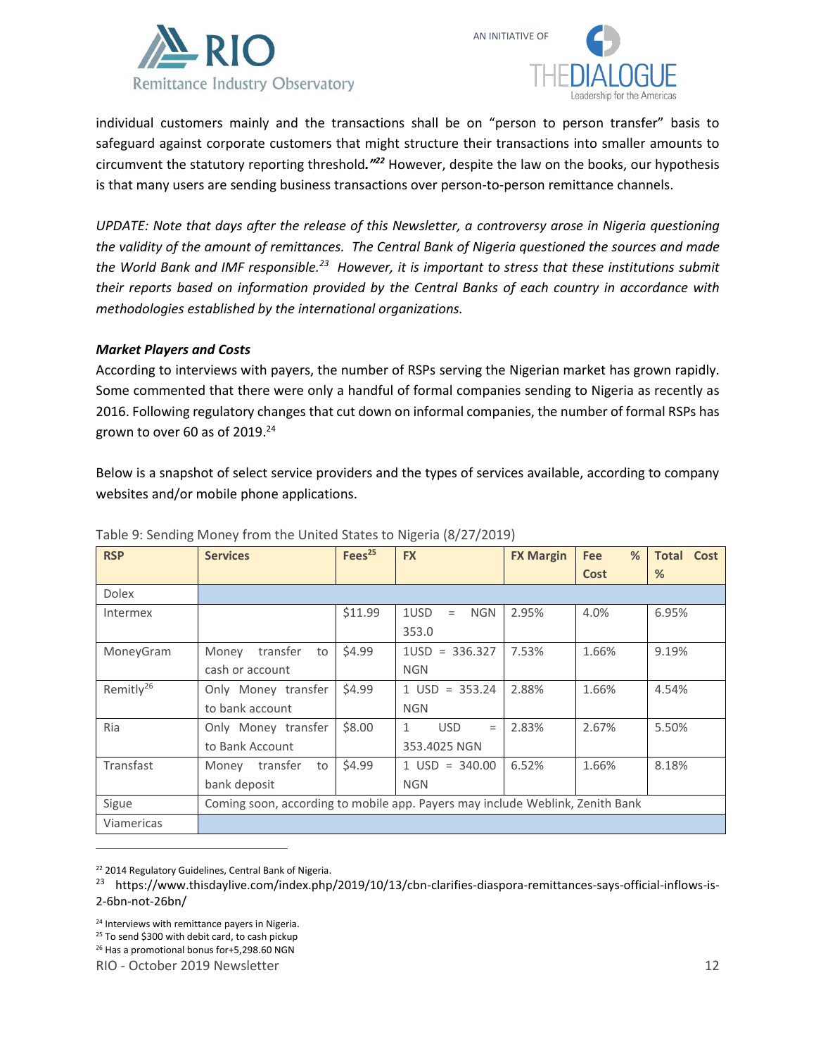individual customers mainly and the transactions shall be on "person to person transfer" basis to safeguard against corporate customers that might structure their transactions into smaller amounts to circumvent the statutory reporting threshold.*"*[22] However, despite the law on the books, our hypothesis is that many users are sending business transactions over person-to-person remittance channels.

*UPDATE: Note that days after the release of this Newsletter, a controversy arose in Nigeria questioning the validity of the amount of remittances. The Central Bank of Nigeria questioned the sources and made the World Bank and IMF responsible.[23] However, it is important to stress that these institutions submit their reports based on information provided by the Central Banks of each country in accordance with methodologies established by the international organizations.*

***Market Players and Costs***

According to interviews with payers, the number of RSPs serving the Nigerian market has grown rapidly. Some commented that there were only a handful of formal companies sending to Nigeria as recently as 2016. Following regulatory changes that cut down on informal companies, the number of formal RSPs has grown to over 60 as of 2019.[24]

Below is a snapshot of select service providers and the types of services available, according to company websites and/or mobile phone applications.

Table 9: Sending Money from the United States to Nigeria (8/27/2019)

| RSP | Services | Fees[25] | FX | FX Margin | Fee % Cost | Total Cost % |
|---|---|---|---|---|---|---|
| Dolex | | | | | | |
| Intermex | | $11.99 | 1USD = NGN 353.0 | 2.95% | 4.0% | 6.95% |
| MoneyGram | Money transfer to cash or account | $4.99 | 1USD = 336.327 NGN | 7.53% | 1.66% | 9.19% |
| Remitly[26] | Only Money transfer to bank account | $4.99 | 1 USD = 353.24 NGN | 2.88% | 1.66% | 4.54% |
| Ria | Only Money transfer to Bank Account | $8.00 | 1 USD = 353.4025 NGN | 2.83% | 2.67% | 5.50% |
| Transfast | Money transfer to bank deposit | $4.99 | 1 USD = 340.00 NGN | 6.52% | 1.66% | 8.18% |
| Sigue | Coming soon, according to mobile app. Payers may include Weblink, Zenith Bank | | | | | |
| Viamericas | | | | | | |

[22] 2014 Regulatory Guidelines, Central Bank of Nigeria.

[23] https://www.thisdaylive.com/index.php/2019/10/13/cbn-clarifies-diaspora-remittances-says-official-inflows-is-2-6bn-not-26bn/

[24] Interviews with remittance payers in Nigeria.

[25] To send $300 with debit card, to cash pickup

[26] Has a promotional bonus for+5,298.60 NGN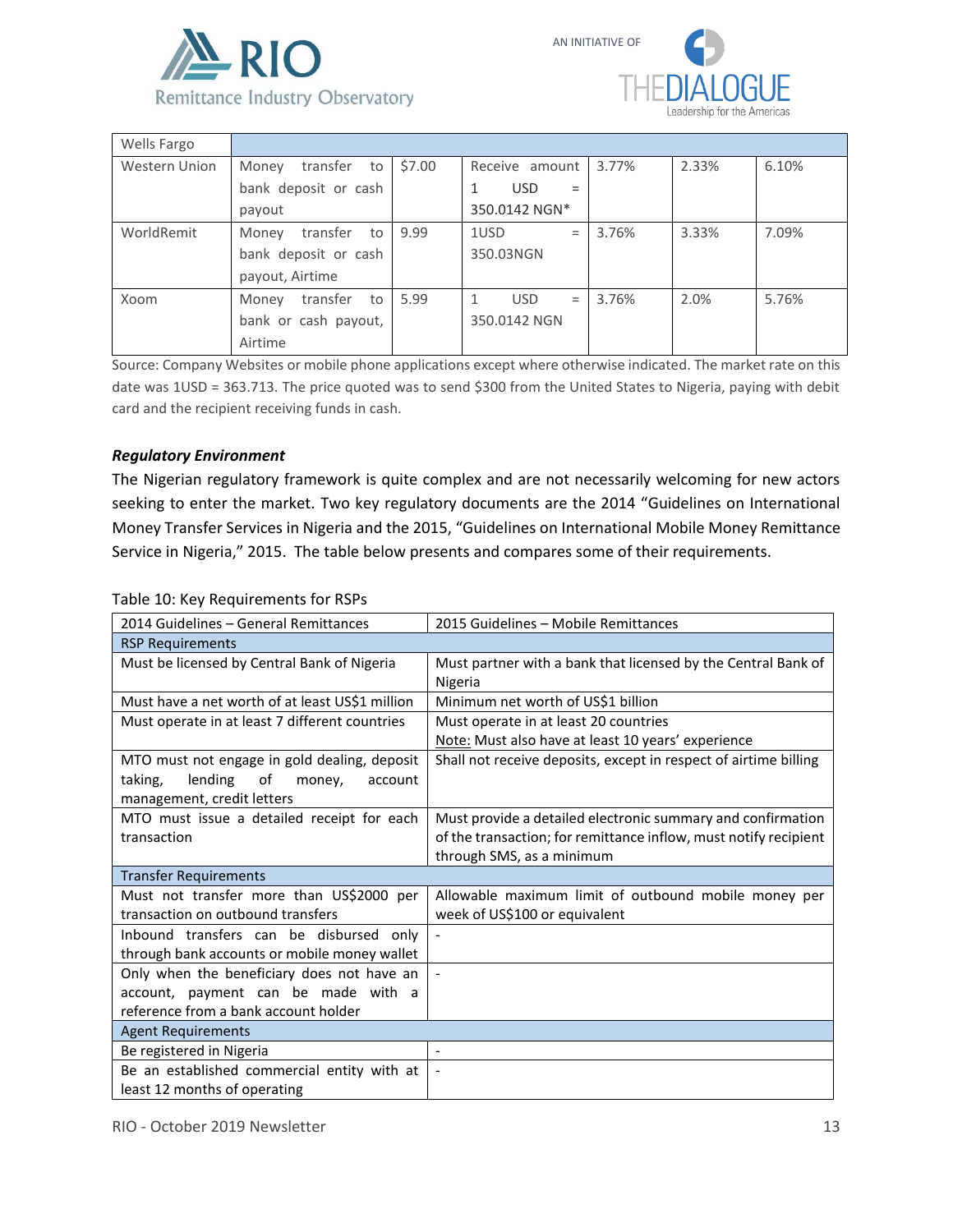| | | | | | | |
|---|---|---|---|---|---|---|
| Wells Fargo | | | | | | |
| Western Union | Money transfer to bank deposit or cash payout | $7.00 | Receive amount 1 USD = 350.0142 NGN* | 3.77% | 2.33% | 6.10% |
| WorldRemit | Money transfer to bank deposit or cash payout, Airtime | 9.99 | 1USD = 350.03NGN | 3.76% | 3.33% | 7.09% |
| Xoom | Money transfer to bank or cash payout, Airtime | 5.99 | 1 USD = 350.0142 NGN | 3.76% | 2.0% | 5.76% |

Source: Company Websites or mobile phone applications except where otherwise indicated. The market rate on this date was 1USD = 363.713. The price quoted was to send $300 from the United States to Nigeria, paying with debit card and the recipient receiving funds in cash.

***Regulatory Environment***

The Nigerian regulatory framework is quite complex and are not necessarily welcoming for new actors seeking to enter the market. Two key regulatory documents are the 2014 "Guidelines on International Money Transfer Services in Nigeria and the 2015, "Guidelines on International Mobile Money Remittance Service in Nigeria," 2015. The table below presents and compares some of their requirements.

Table 10: Key Requirements for RSPs

| 2014 Guidelines – General Remittances | 2015 Guidelines – Mobile Remittances |
|---|---|
| RSP Requirements | |
| Must be licensed by Central Bank of Nigeria | Must partner with a bank that licensed by the Central Bank of Nigeria |
| Must have a net worth of at least US$1 million | Minimum net worth of US$1 billion |
| Must operate in at least 7 different countries | Must operate in at least 20 countries<br>Note: Must also have at least 10 years' experience |
| MTO must not engage in gold dealing, deposit taking, lending of money, account management, credit letters | Shall not receive deposits, except in respect of airtime billing |
| MTO must issue a detailed receipt for each transaction | Must provide a detailed electronic summary and confirmation of the transaction; for remittance inflow, must notify recipient through SMS, as a minimum |
| Transfer Requirements | |
| Must not transfer more than US$2000 per transaction on outbound transfers | Allowable maximum limit of outbound mobile money per week of US$100 or equivalent |
| Inbound transfers can be disbursed only through bank accounts or mobile money wallet | - |
| Only when the beneficiary does not have an account, payment can be made with a reference from a bank account holder | - |
| Agent Requirements | |
| Be registered in Nigeria | - |
| Be an established commercial entity with at least 12 months of operating | - |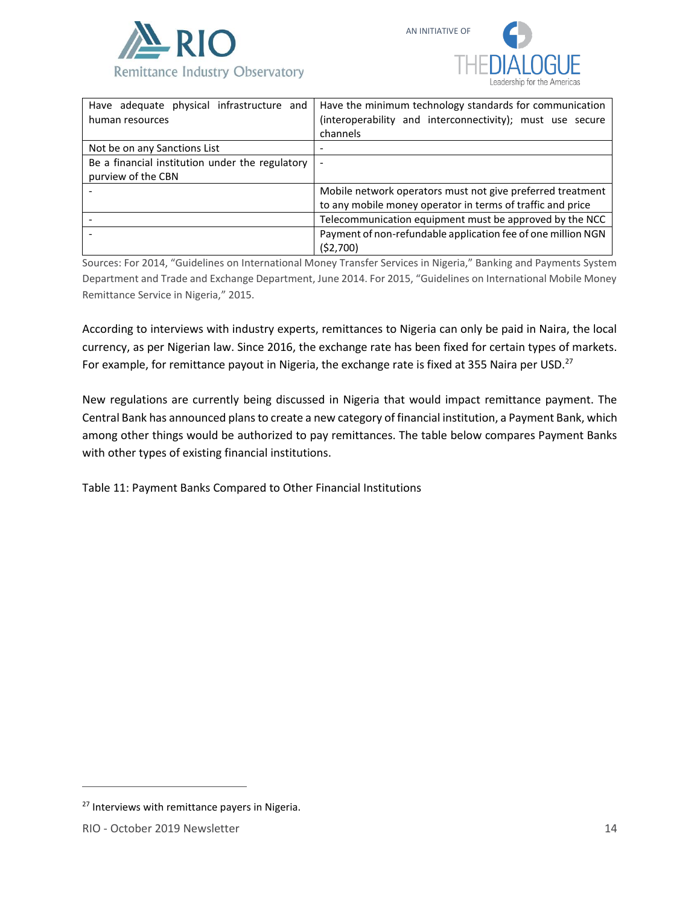| | |
|---|---|
| Have adequate physical infrastructure and human resources | Have the minimum technology standards for communication (interoperability and interconnectivity); must use secure channels |
| Not be on any Sanctions List | - |
| Be a financial institution under the regulatory purview of the CBN | - |
| - | Mobile network operators must not give preferred treatment to any mobile money operator in terms of traffic and price |
| - | Telecommunication equipment must be approved by the NCC |
| - | Payment of non-refundable application fee of one million NGN ($2,700) |

Sources: For 2014, "Guidelines on International Money Transfer Services in Nigeria," Banking and Payments System Department and Trade and Exchange Department, June 2014. For 2015, "Guidelines on International Mobile Money Remittance Service in Nigeria," 2015.

According to interviews with industry experts, remittances to Nigeria can only be paid in Naira, the local currency, as per Nigerian law. Since 2016, the exchange rate has been fixed for certain types of markets. For example, for remittance payout in Nigeria, the exchange rate is fixed at 355 Naira per USD.[27]

New regulations are currently being discussed in Nigeria that would impact remittance payment. The Central Bank has announced plans to create a new category of financial institution, a Payment Bank, which among other things would be authorized to pay remittances. The table below compares Payment Banks with other types of existing financial institutions.

Table 11: Payment Banks Compared to Other Financial Institutions

---

[27] Interviews with remittance payers in Nigeria.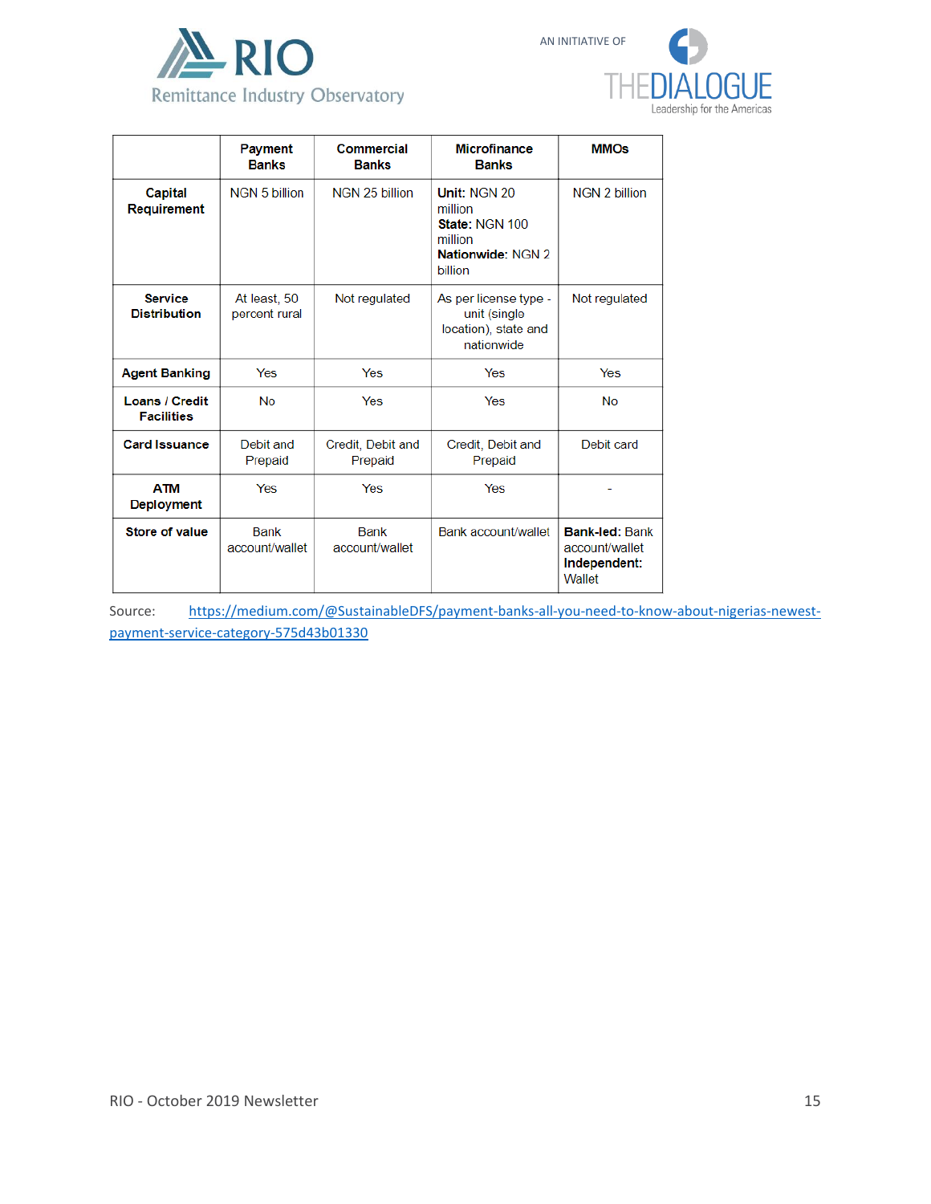| | Payment Banks | Commercial Banks | Microfinance Banks | MMOs |
|---|---|---|---|---|
| **Capital Requirement** | NGN 5 billion | NGN 25 billion | **Unit:** NGN 20 million **State:** NGN 100 million **Nationwide:** NGN 2 billion | NGN 2 billion |
| **Service Distribution** | At least, 50 percent rural | Not regulated | As per license type - unit (single location), state and nationwide | Not regulated |
| **Agent Banking** | Yes | Yes | Yes | Yes |
| **Loans / Credit Facilities** | No | Yes | Yes | No |
| **Card Issuance** | Debit and Prepaid | Credit, Debit and Prepaid | Credit, Debit and Prepaid | Debit card |
| **ATM Deployment** | Yes | Yes | Yes | - |
| **Store of value** | Bank account/wallet | Bank account/wallet | Bank account/wallet | **Bank-led:** Bank account/wallet **Independent:** Wallet |

Source: https://medium.com/@SustainableDFS/payment-banks-all-you-need-to-know-about-nigerias-newest-payment-service-category-575d43b01330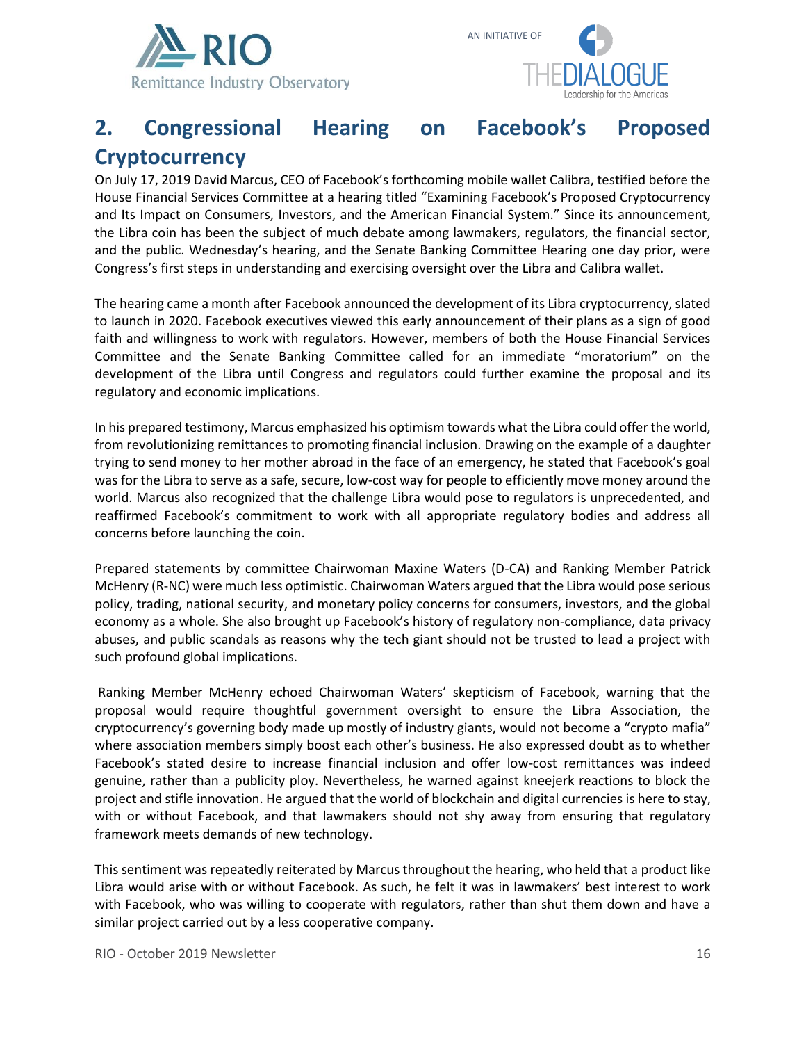## 2. Congressional Hearing on Facebook's Proposed Cryptocurrency

On July 17, 2019 David Marcus, CEO of Facebook's forthcoming mobile wallet Calibra, testified before the House Financial Services Committee at a hearing titled "Examining Facebook's Proposed Cryptocurrency and Its Impact on Consumers, Investors, and the American Financial System." Since its announcement, the Libra coin has been the subject of much debate among lawmakers, regulators, the financial sector, and the public. Wednesday's hearing, and the Senate Banking Committee Hearing one day prior, were Congress's first steps in understanding and exercising oversight over the Libra and Calibra wallet.

The hearing came a month after Facebook announced the development of its Libra cryptocurrency, slated to launch in 2020. Facebook executives viewed this early announcement of their plans as a sign of good faith and willingness to work with regulators. However, members of both the House Financial Services Committee and the Senate Banking Committee called for an immediate "moratorium" on the development of the Libra until Congress and regulators could further examine the proposal and its regulatory and economic implications.

In his prepared testimony, Marcus emphasized his optimism towards what the Libra could offer the world, from revolutionizing remittances to promoting financial inclusion. Drawing on the example of a daughter trying to send money to her mother abroad in the face of an emergency, he stated that Facebook's goal was for the Libra to serve as a safe, secure, low-cost way for people to efficiently move money around the world. Marcus also recognized that the challenge Libra would pose to regulators is unprecedented, and reaffirmed Facebook's commitment to work with all appropriate regulatory bodies and address all concerns before launching the coin.

Prepared statements by committee Chairwoman Maxine Waters (D-CA) and Ranking Member Patrick McHenry (R-NC) were much less optimistic. Chairwoman Waters argued that the Libra would pose serious policy, trading, national security, and monetary policy concerns for consumers, investors, and the global economy as a whole. She also brought up Facebook's history of regulatory non-compliance, data privacy abuses, and public scandals as reasons why the tech giant should not be trusted to lead a project with such profound global implications.

Ranking Member McHenry echoed Chairwoman Waters' skepticism of Facebook, warning that the proposal would require thoughtful government oversight to ensure the Libra Association, the cryptocurrency's governing body made up mostly of industry giants, would not become a "crypto mafia" where association members simply boost each other's business. He also expressed doubt as to whether Facebook's stated desire to increase financial inclusion and offer low-cost remittances was indeed genuine, rather than a publicity ploy. Nevertheless, he warned against kneejerk reactions to block the project and stifle innovation. He argued that the world of blockchain and digital currencies is here to stay, with or without Facebook, and that lawmakers should not shy away from ensuring that regulatory framework meets demands of new technology.

This sentiment was repeatedly reiterated by Marcus throughout the hearing, who held that a product like Libra would arise with or without Facebook. As such, he felt it was in lawmakers' best interest to work with Facebook, who was willing to cooperate with regulators, rather than shut them down and have a similar project carried out by a less cooperative company.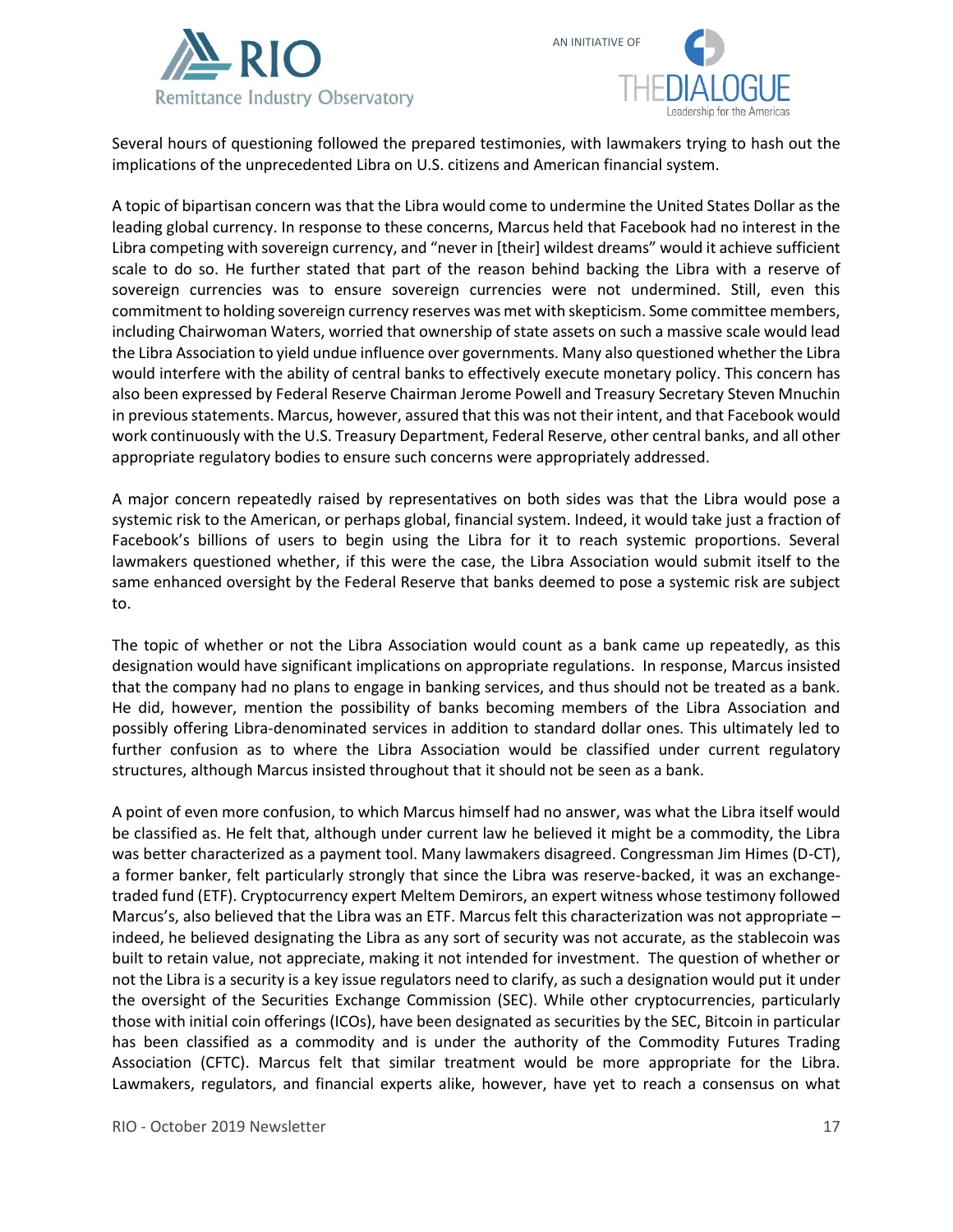Several hours of questioning followed the prepared testimonies, with lawmakers trying to hash out the implications of the unprecedented Libra on U.S. citizens and American financial system.

A topic of bipartisan concern was that the Libra would come to undermine the United States Dollar as the leading global currency. In response to these concerns, Marcus held that Facebook had no interest in the Libra competing with sovereign currency, and "never in [their] wildest dreams" would it achieve sufficient scale to do so. He further stated that part of the reason behind backing the Libra with a reserve of sovereign currencies was to ensure sovereign currencies were not undermined. Still, even this commitment to holding sovereign currency reserves was met with skepticism. Some committee members, including Chairwoman Waters, worried that ownership of state assets on such a massive scale would lead the Libra Association to yield undue influence over governments. Many also questioned whether the Libra would interfere with the ability of central banks to effectively execute monetary policy. This concern has also been expressed by Federal Reserve Chairman Jerome Powell and Treasury Secretary Steven Mnuchin in previous statements. Marcus, however, assured that this was not their intent, and that Facebook would work continuously with the U.S. Treasury Department, Federal Reserve, other central banks, and all other appropriate regulatory bodies to ensure such concerns were appropriately addressed.

A major concern repeatedly raised by representatives on both sides was that the Libra would pose a systemic risk to the American, or perhaps global, financial system. Indeed, it would take just a fraction of Facebook's billions of users to begin using the Libra for it to reach systemic proportions. Several lawmakers questioned whether, if this were the case, the Libra Association would submit itself to the same enhanced oversight by the Federal Reserve that banks deemed to pose a systemic risk are subject to.

The topic of whether or not the Libra Association would count as a bank came up repeatedly, as this designation would have significant implications on appropriate regulations. In response, Marcus insisted that the company had no plans to engage in banking services, and thus should not be treated as a bank. He did, however, mention the possibility of banks becoming members of the Libra Association and possibly offering Libra-denominated services in addition to standard dollar ones. This ultimately led to further confusion as to where the Libra Association would be classified under current regulatory structures, although Marcus insisted throughout that it should not be seen as a bank.

A point of even more confusion, to which Marcus himself had no answer, was what the Libra itself would be classified as. He felt that, although under current law he believed it might be a commodity, the Libra was better characterized as a payment tool. Many lawmakers disagreed. Congressman Jim Himes (D-CT), a former banker, felt particularly strongly that since the Libra was reserve-backed, it was an exchange-traded fund (ETF). Cryptocurrency expert Meltem Demirors, an expert witness whose testimony followed Marcus's, also believed that the Libra was an ETF. Marcus felt this characterization was not appropriate – indeed, he believed designating the Libra as any sort of security was not accurate, as the stablecoin was built to retain value, not appreciate, making it not intended for investment. The question of whether or not the Libra is a security is a key issue regulators need to clarify, as such a designation would put it under the oversight of the Securities Exchange Commission (SEC). While other cryptocurrencies, particularly those with initial coin offerings (ICOs), have been designated as securities by the SEC, Bitcoin in particular has been classified as a commodity and is under the authority of the Commodity Futures Trading Association (CFTC). Marcus felt that similar treatment would be more appropriate for the Libra. Lawmakers, regulators, and financial experts alike, however, have yet to reach a consensus on what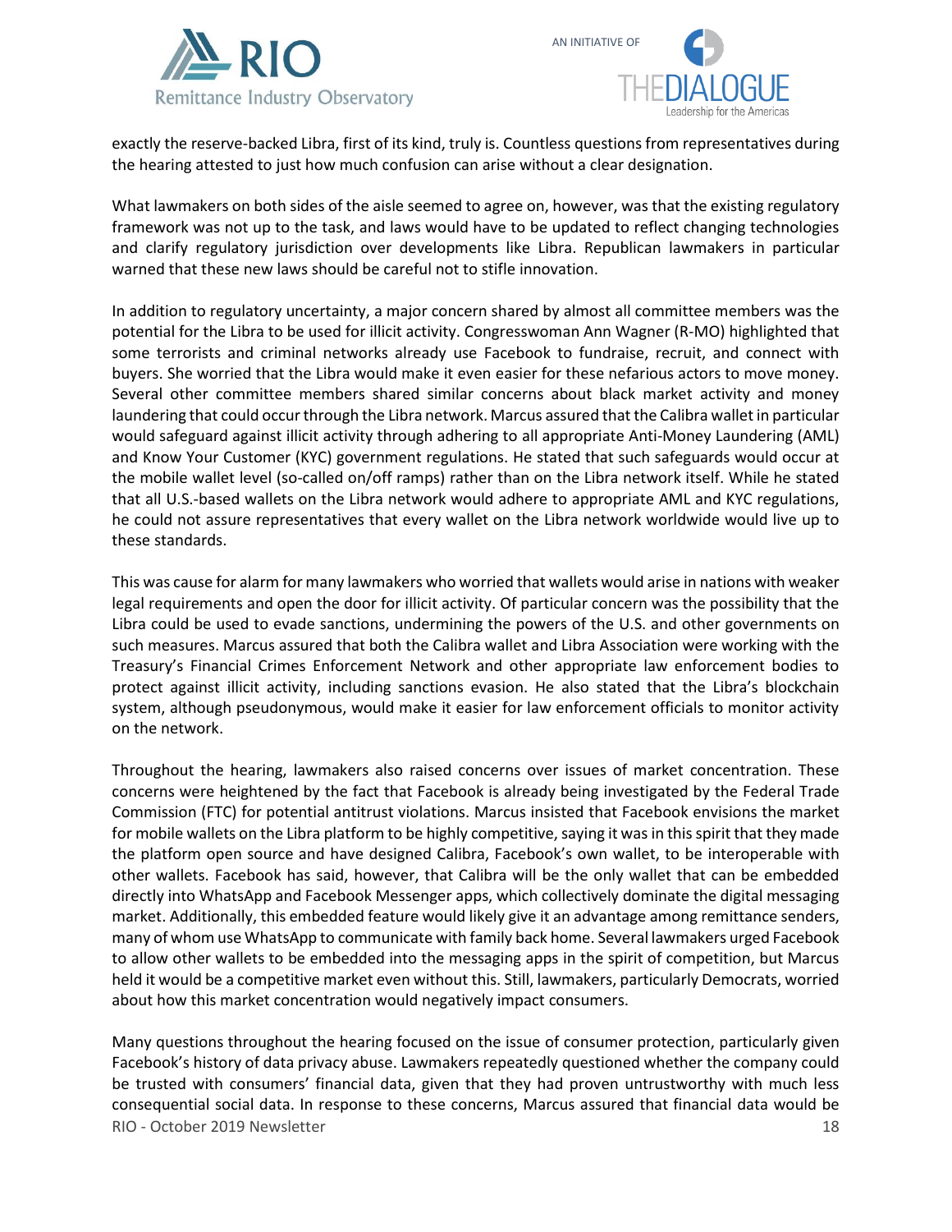exactly the reserve-backed Libra, first of its kind, truly is. Countless questions from representatives during the hearing attested to just how much confusion can arise without a clear designation.

What lawmakers on both sides of the aisle seemed to agree on, however, was that the existing regulatory framework was not up to the task, and laws would have to be updated to reflect changing technologies and clarify regulatory jurisdiction over developments like Libra. Republican lawmakers in particular warned that these new laws should be careful not to stifle innovation.

In addition to regulatory uncertainty, a major concern shared by almost all committee members was the potential for the Libra to be used for illicit activity. Congresswoman Ann Wagner (R-MO) highlighted that some terrorists and criminal networks already use Facebook to fundraise, recruit, and connect with buyers. She worried that the Libra would make it even easier for these nefarious actors to move money. Several other committee members shared similar concerns about black market activity and money laundering that could occur through the Libra network. Marcus assured that the Calibra wallet in particular would safeguard against illicit activity through adhering to all appropriate Anti-Money Laundering (AML) and Know Your Customer (KYC) government regulations. He stated that such safeguards would occur at the mobile wallet level (so-called on/off ramps) rather than on the Libra network itself. While he stated that all U.S.-based wallets on the Libra network would adhere to appropriate AML and KYC regulations, he could not assure representatives that every wallet on the Libra network worldwide would live up to these standards.

This was cause for alarm for many lawmakers who worried that wallets would arise in nations with weaker legal requirements and open the door for illicit activity. Of particular concern was the possibility that the Libra could be used to evade sanctions, undermining the powers of the U.S. and other governments on such measures. Marcus assured that both the Calibra wallet and Libra Association were working with the Treasury's Financial Crimes Enforcement Network and other appropriate law enforcement bodies to protect against illicit activity, including sanctions evasion. He also stated that the Libra's blockchain system, although pseudonymous, would make it easier for law enforcement officials to monitor activity on the network.

Throughout the hearing, lawmakers also raised concerns over issues of market concentration. These concerns were heightened by the fact that Facebook is already being investigated by the Federal Trade Commission (FTC) for potential antitrust violations. Marcus insisted that Facebook envisions the market for mobile wallets on the Libra platform to be highly competitive, saying it was in this spirit that they made the platform open source and have designed Calibra, Facebook's own wallet, to be interoperable with other wallets. Facebook has said, however, that Calibra will be the only wallet that can be embedded directly into WhatsApp and Facebook Messenger apps, which collectively dominate the digital messaging market. Additionally, this embedded feature would likely give it an advantage among remittance senders, many of whom use WhatsApp to communicate with family back home. Several lawmakers urged Facebook to allow other wallets to be embedded into the messaging apps in the spirit of competition, but Marcus held it would be a competitive market even without this. Still, lawmakers, particularly Democrats, worried about how this market concentration would negatively impact consumers.

Many questions throughout the hearing focused on the issue of consumer protection, particularly given Facebook's history of data privacy abuse. Lawmakers repeatedly questioned whether the company could be trusted with consumers' financial data, given that they had proven untrustworthy with much less consequential social data. In response to these concerns, Marcus assured that financial data would be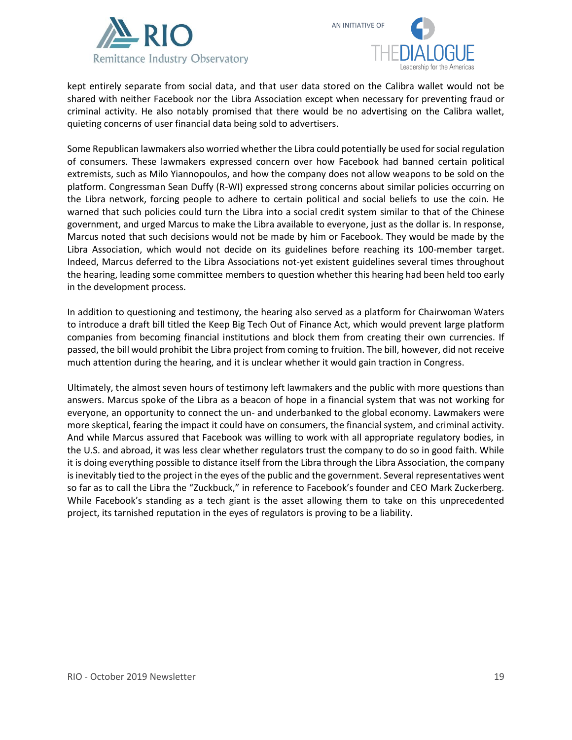kept entirely separate from social data, and that user data stored on the Calibra wallet would not be shared with neither Facebook nor the Libra Association except when necessary for preventing fraud or criminal activity. He also notably promised that there would be no advertising on the Calibra wallet, quieting concerns of user financial data being sold to advertisers.

Some Republican lawmakers also worried whether the Libra could potentially be used for social regulation of consumers. These lawmakers expressed concern over how Facebook had banned certain political extremists, such as Milo Yiannopoulos, and how the company does not allow weapons to be sold on the platform. Congressman Sean Duffy (R-WI) expressed strong concerns about similar policies occurring on the Libra network, forcing people to adhere to certain political and social beliefs to use the coin. He warned that such policies could turn the Libra into a social credit system similar to that of the Chinese government, and urged Marcus to make the Libra available to everyone, just as the dollar is. In response, Marcus noted that such decisions would not be made by him or Facebook. They would be made by the Libra Association, which would not decide on its guidelines before reaching its 100-member target. Indeed, Marcus deferred to the Libra Associations not-yet existent guidelines several times throughout the hearing, leading some committee members to question whether this hearing had been held too early in the development process.

In addition to questioning and testimony, the hearing also served as a platform for Chairwoman Waters to introduce a draft bill titled the Keep Big Tech Out of Finance Act, which would prevent large platform companies from becoming financial institutions and block them from creating their own currencies. If passed, the bill would prohibit the Libra project from coming to fruition. The bill, however, did not receive much attention during the hearing, and it is unclear whether it would gain traction in Congress.

Ultimately, the almost seven hours of testimony left lawmakers and the public with more questions than answers. Marcus spoke of the Libra as a beacon of hope in a financial system that was not working for everyone, an opportunity to connect the un- and underbanked to the global economy. Lawmakers were more skeptical, fearing the impact it could have on consumers, the financial system, and criminal activity. And while Marcus assured that Facebook was willing to work with all appropriate regulatory bodies, in the U.S. and abroad, it was less clear whether regulators trust the company to do so in good faith. While it is doing everything possible to distance itself from the Libra through the Libra Association, the company is inevitably tied to the project in the eyes of the public and the government. Several representatives went so far as to call the Libra the "Zuckbuck," in reference to Facebook's founder and CEO Mark Zuckerberg. While Facebook's standing as a tech giant is the asset allowing them to take on this unprecedented project, its tarnished reputation in the eyes of regulators is proving to be a liability.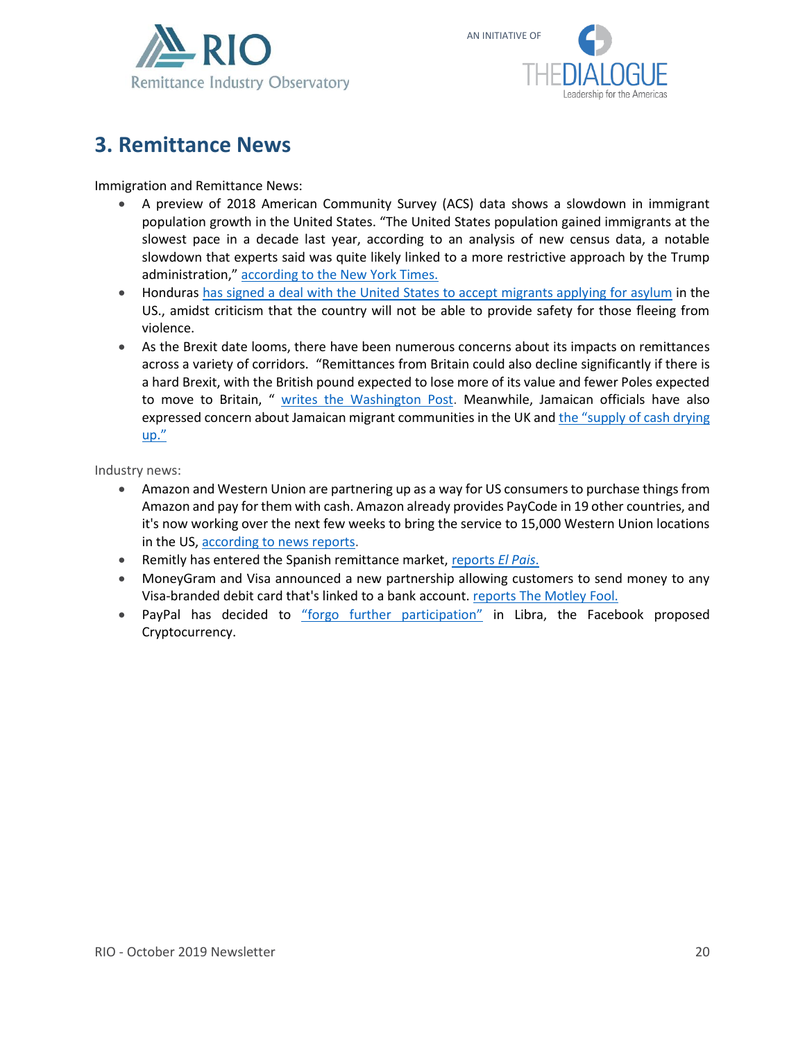## 3. Remittance News

Immigration and Remittance News:

- A preview of 2018 American Community Survey (ACS) data shows a slowdown in immigrant population growth in the United States. "The United States population gained immigrants at the slowest pace in a decade last year, according to an analysis of new census data, a notable slowdown that experts said was quite likely linked to a more restrictive approach by the Trump administration," according to the New York Times.
- Honduras has signed a deal with the United States to accept migrants applying for asylum in the US., amidst criticism that the country will not be able to provide safety for those fleeing from violence.
- As the Brexit date looms, there have been numerous concerns about its impacts on remittances across a variety of corridors. "Remittances from Britain could also decline significantly if there is a hard Brexit, with the British pound expected to lose more of its value and fewer Poles expected to move to Britain, " writes the Washington Post. Meanwhile, Jamaican officials have also expressed concern about Jamaican migrant communities in the UK and the "supply of cash drying up."

Industry news:

- Amazon and Western Union are partnering up as a way for US consumers to purchase things from Amazon and pay for them with cash. Amazon already provides PayCode in 19 other countries, and it's now working over the next few weeks to bring the service to 15,000 Western Union locations in the US, according to news reports.
- Remitly has entered the Spanish remittance market, reports *El Pais*.
- MoneyGram and Visa announced a new partnership allowing customers to send money to any Visa-branded debit card that's linked to a bank account. reports The Motley Fool.
- PayPal has decided to "forgo further participation" in Libra, the Facebook proposed Cryptocurrency.